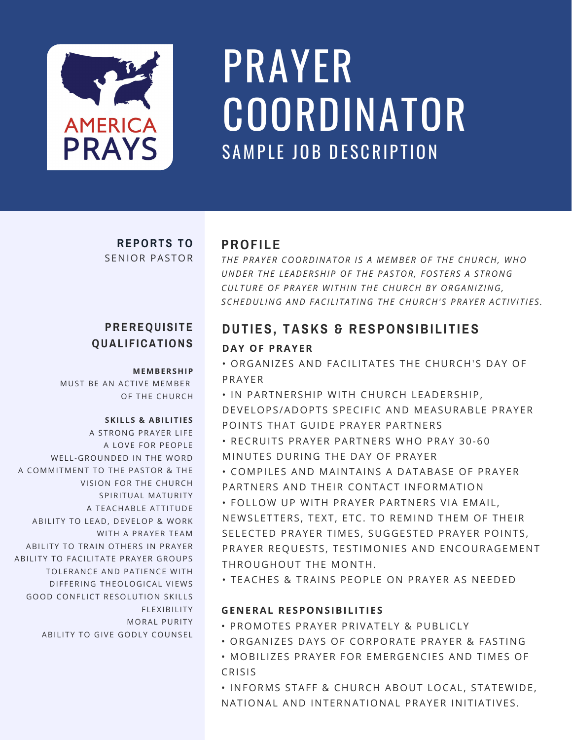AMERICA PRAYS

# PRAYER COORDINATOR

## SAMPLE JOB DESCRIPTION

**REPORTS TO**

SENIOR PASTOR

## PREREQUISITE QUALIFICATIONS

**MEMBERSHIP**

MUST BE AN ACTIVE MEMBER OF THE CHURCH

**SKILLS & ABILITIES**

A STRONG PRAYER LIFE
A LOVE FOR PEOPLE
WELL-GROUNDED IN THE WORD
A COMMITMENT TO THE PASTOR & THE VISION FOR THE CHURCH
SPIRITUAL MATURITY
A TEACHABLE ATTITUDE
ABILITY TO LEAD, DEVELOP & WORK WITH A PRAYER TEAM
ABILITY TO TRAIN OTHERS IN PRAYER
ABILITY TO FACILITATE PRAYER GROUPS
TOLERANCE AND PATIENCE WITH DIFFERING THEOLOGICAL VIEWS
GOOD CONFLICT RESOLUTION SKILLS
FLEXIBILITY
MORAL PURITY
ABILITY TO GIVE GODLY COUNSEL

## PROFILE

*THE PRAYER COORDINATOR IS A MEMBER OF THE CHURCH, WHO UNDER THE LEADERSHIP OF THE PASTOR, FOSTERS A STRONG CULTURE OF PRAYER WITHIN THE CHURCH BY ORGANIZING, SCHEDULING AND FACILITATING THE CHURCH'S PRAYER ACTIVITIES.*

## DUTIES, TASKS & RESPONSIBILITIES

### DAY OF PRAYER

- ORGANIZES AND FACILITATES THE CHURCH'S DAY OF PRAYER
- IN PARTNERSHIP WITH CHURCH LEADERSHIP, DEVELOPS/ADOPTS SPECIFIC AND MEASURABLE PRAYER POINTS THAT GUIDE PRAYER PARTNERS
- RECRUITS PRAYER PARTNERS WHO PRAY 30-60 MINUTES DURING THE DAY OF PRAYER
- COMPILES AND MAINTAINS A DATABASE OF PRAYER PARTNERS AND THEIR CONTACT INFORMATION
- FOLLOW UP WITH PRAYER PARTNERS VIA EMAIL, NEWSLETTERS, TEXT, ETC. TO REMIND THEM OF THEIR SELECTED PRAYER TIMES, SUGGESTED PRAYER POINTS, PRAYER REQUESTS, TESTIMONIES AND ENCOURAGEMENT THROUGHOUT THE MONTH.
- TEACHES & TRAINS PEOPLE ON PRAYER AS NEEDED

### GENERAL RESPONSIBILITIES

- PROMOTES PRAYER PRIVATELY & PUBLICLY
- ORGANIZES DAYS OF CORPORATE PRAYER & FASTING
- MOBILIZES PRAYER FOR EMERGENCIES AND TIMES OF CRISIS
- INFORMS STAFF & CHURCH ABOUT LOCAL, STATEWIDE, NATIONAL AND INTERNATIONAL PRAYER INITIATIVES.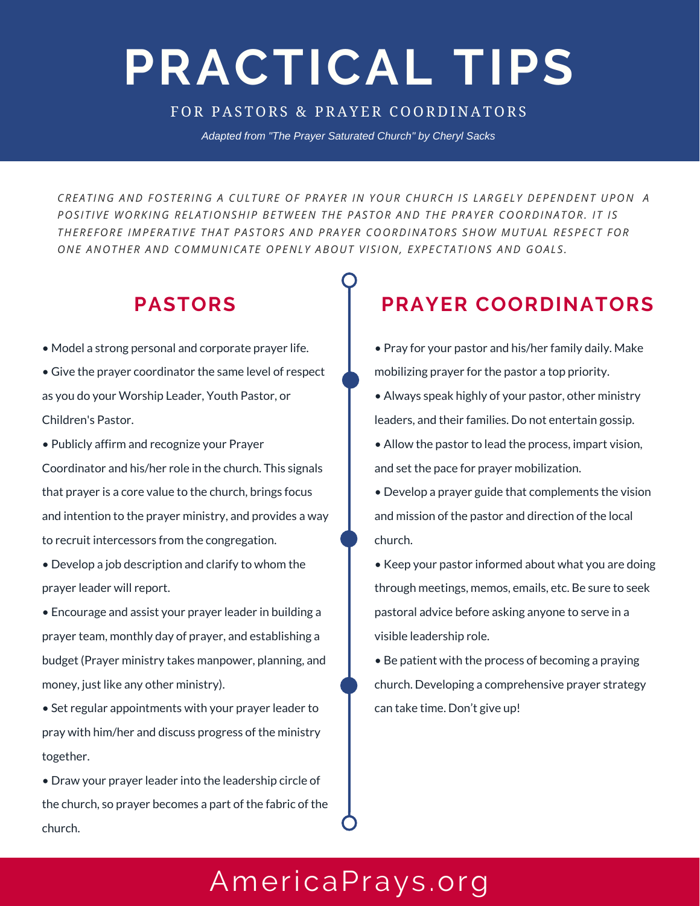# PRACTICAL TIPS

FOR PASTORS & PRAYER COORDINATORS

*Adapted from "The Prayer Saturated Church" by Cheryl Sacks*

*CREATING AND FOSTERING A CULTURE OF PRAYER IN YOUR CHURCH IS LARGELY DEPENDENT UPON A POSITIVE WORKING RELATIONSHIP BETWEEN THE PASTOR AND THE PRAYER COORDINATOR. IT IS THEREFORE IMPERATIVE THAT PASTORS AND PRAYER COORDINATORS SHOW MUTUAL RESPECT FOR ONE ANOTHER AND COMMUNICATE OPENLY ABOUT VISION, EXPECTATIONS AND GOALS.*

## PASTORS

- Model a strong personal and corporate prayer life.
- Give the prayer coordinator the same level of respect as you do your Worship Leader, Youth Pastor, or Children's Pastor.
- Publicly affirm and recognize your Prayer Coordinator and his/her role in the church. This signals that prayer is a core value to the church, brings focus and intention to the prayer ministry, and provides a way to recruit intercessors from the congregation.
- Develop a job description and clarify to whom the prayer leader will report.
- Encourage and assist your prayer leader in building a prayer team, monthly day of prayer, and establishing a budget (Prayer ministry takes manpower, planning, and money, just like any other ministry).
- Set regular appointments with your prayer leader to pray with him/her and discuss progress of the ministry together.
- Draw your prayer leader into the leadership circle of the church, so prayer becomes a part of the fabric of the church.

## PRAYER COORDINATORS

- Pray for your pastor and his/her family daily. Make mobilizing prayer for the pastor a top priority.
- Always speak highly of your pastor, other ministry leaders, and their families. Do not entertain gossip.
- Allow the pastor to lead the process, impart vision, and set the pace for prayer mobilization.
- Develop a prayer guide that complements the vision and mission of the pastor and direction of the local church.
- Keep your pastor informed about what you are doing through meetings, memos, emails, etc. Be sure to seek pastoral advice before asking anyone to serve in a visible leadership role.
- Be patient with the process of becoming a praying church. Developing a comprehensive prayer strategy can take time. Don't give up!

AmericaPrays.org